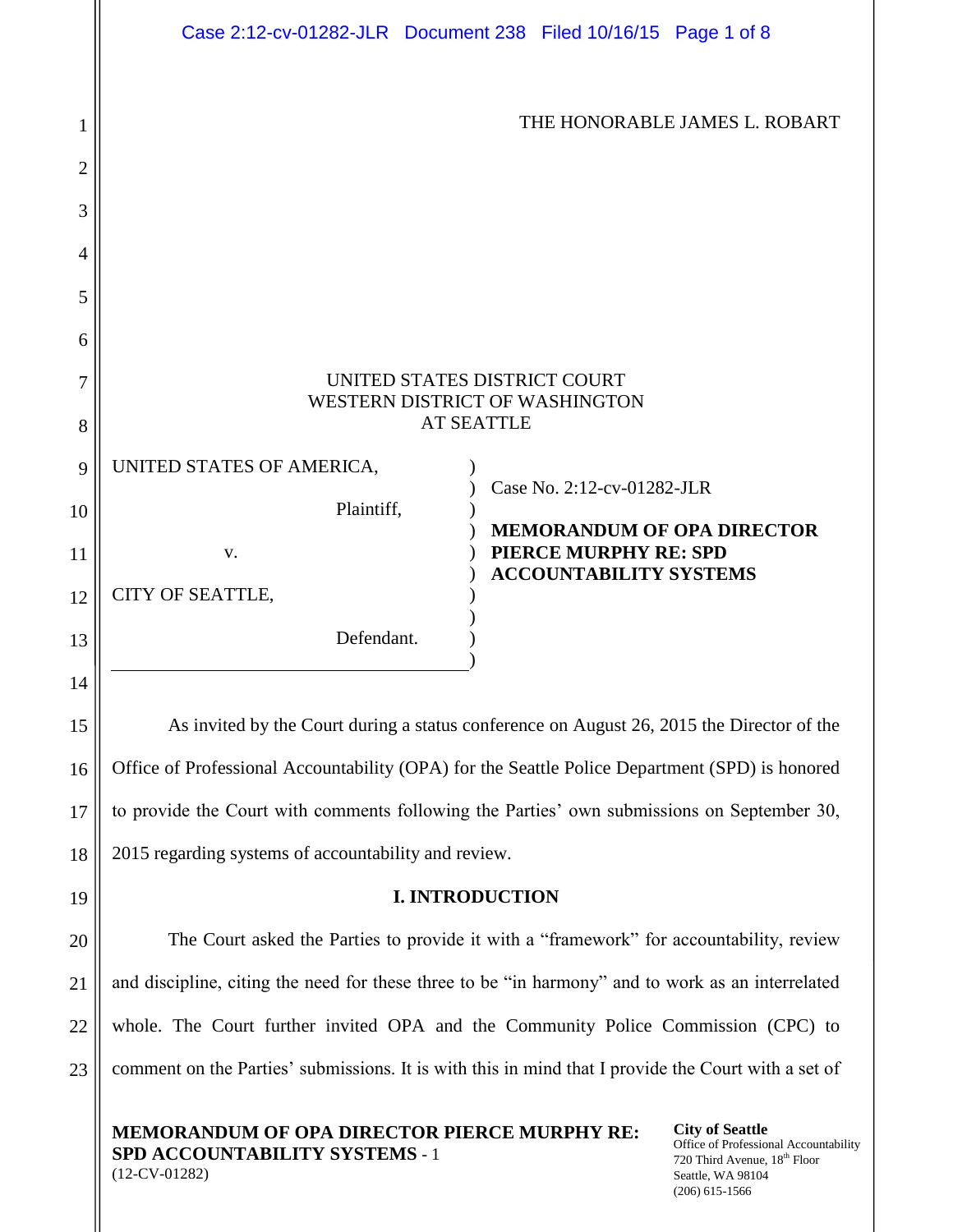THE HONORABLE JAMES L. ROBART

UNITED STATES DISTRICT COURT
WESTERN DISTRICT OF WASHINGTON
AT SEATTLE

| | |
|---|---|
| UNITED STATES OF AMERICA,<br><br>Plaintiff,<br><br>v.<br><br>CITY OF SEATTLE,<br><br>Defendant. | Case No. 2:12-cv-01282-JLR<br><br>**MEMORANDUM OF OPA DIRECTOR PIERCE MURPHY RE: SPD ACCOUNTABILITY SYSTEMS** |

As invited by the Court during a status conference on August 26, 2015 the Director of the Office of Professional Accountability (OPA) for the Seattle Police Department (SPD) is honored to provide the Court with comments following the Parties' own submissions on September 30, 2015 regarding systems of accountability and review.

## I. INTRODUCTION

The Court asked the Parties to provide it with a "framework" for accountability, review and discipline, citing the need for these three to be "in harmony" and to work as an interrelated whole. The Court further invited OPA and the Community Police Commission (CPC) to comment on the Parties' submissions. It is with this in mind that I provide the Court with a set of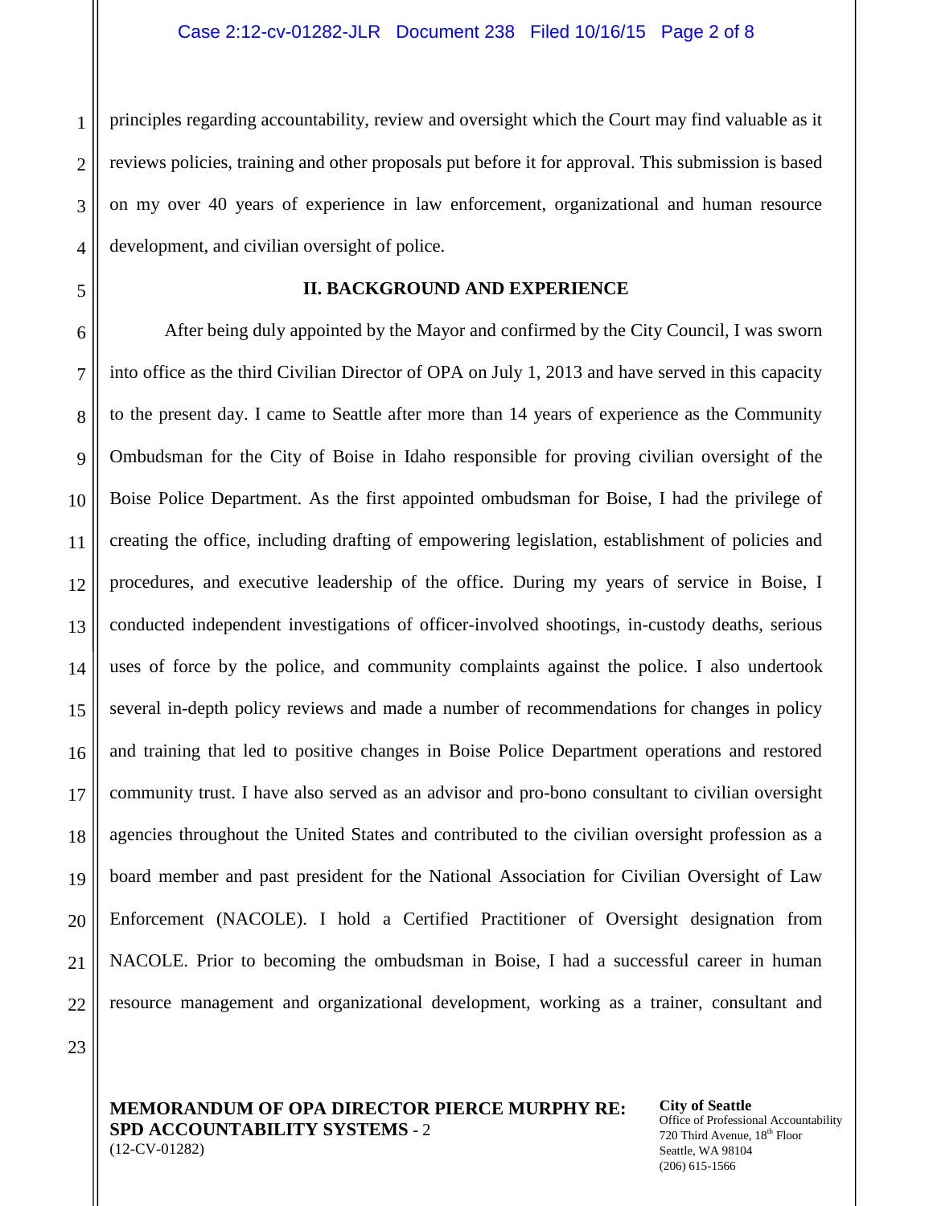principles regarding accountability, review and oversight which the Court may find valuable as it reviews policies, training and other proposals put before it for approval. This submission is based on my over 40 years of experience in law enforcement, organizational and human resource development, and civilian oversight of police.

## II. BACKGROUND AND EXPERIENCE

After being duly appointed by the Mayor and confirmed by the City Council, I was sworn into office as the third Civilian Director of OPA on July 1, 2013 and have served in this capacity to the present day. I came to Seattle after more than 14 years of experience as the Community Ombudsman for the City of Boise in Idaho responsible for proving civilian oversight of the Boise Police Department. As the first appointed ombudsman for Boise, I had the privilege of creating the office, including drafting of empowering legislation, establishment of policies and procedures, and executive leadership of the office. During my years of service in Boise, I conducted independent investigations of officer-involved shootings, in-custody deaths, serious uses of force by the police, and community complaints against the police. I also undertook several in-depth policy reviews and made a number of recommendations for changes in policy and training that led to positive changes in Boise Police Department operations and restored community trust. I have also served as an advisor and pro-bono consultant to civilian oversight agencies throughout the United States and contributed to the civilian oversight profession as a board member and past president for the National Association for Civilian Oversight of Law Enforcement (NACOLE). I hold a Certified Practitioner of Oversight designation from NACOLE. Prior to becoming the ombudsman in Boise, I had a successful career in human resource management and organizational development, working as a trainer, consultant and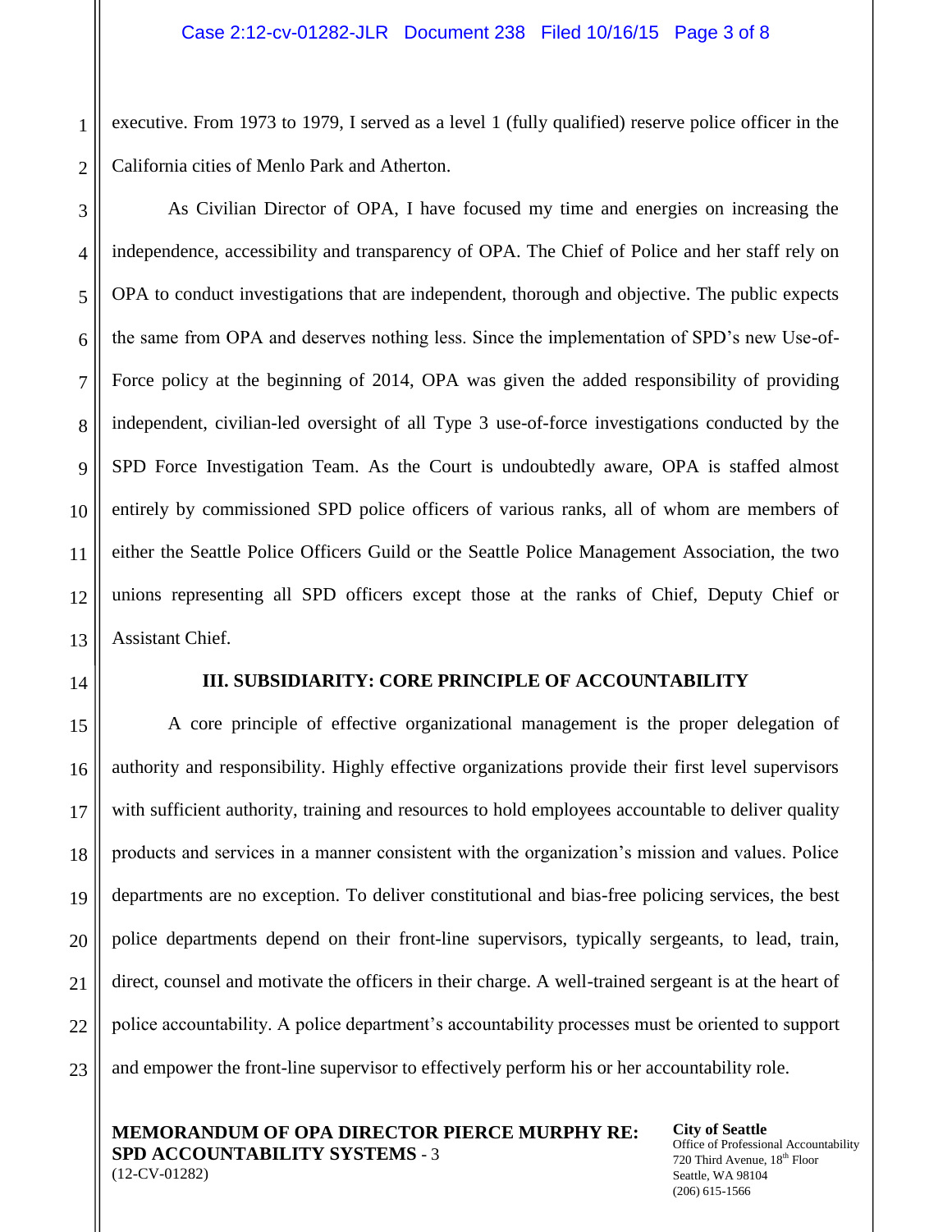executive. From 1973 to 1979, I served as a level 1 (fully qualified) reserve police officer in the California cities of Menlo Park and Atherton.

As Civilian Director of OPA, I have focused my time and energies on increasing the independence, accessibility and transparency of OPA. The Chief of Police and her staff rely on OPA to conduct investigations that are independent, thorough and objective. The public expects the same from OPA and deserves nothing less. Since the implementation of SPD's new Use-of-Force policy at the beginning of 2014, OPA was given the added responsibility of providing independent, civilian-led oversight of all Type 3 use-of-force investigations conducted by the SPD Force Investigation Team. As the Court is undoubtedly aware, OPA is staffed almost entirely by commissioned SPD police officers of various ranks, all of whom are members of either the Seattle Police Officers Guild or the Seattle Police Management Association, the two unions representing all SPD officers except those at the ranks of Chief, Deputy Chief or Assistant Chief.

## III. SUBSIDIARITY: CORE PRINCIPLE OF ACCOUNTABILITY

A core principle of effective organizational management is the proper delegation of authority and responsibility. Highly effective organizations provide their first level supervisors with sufficient authority, training and resources to hold employees accountable to deliver quality products and services in a manner consistent with the organization's mission and values. Police departments are no exception. To deliver constitutional and bias-free policing services, the best police departments depend on their front-line supervisors, typically sergeants, to lead, train, direct, counsel and motivate the officers in their charge. A well-trained sergeant is at the heart of police accountability. A police department's accountability processes must be oriented to support and empower the front-line supervisor to effectively perform his or her accountability role.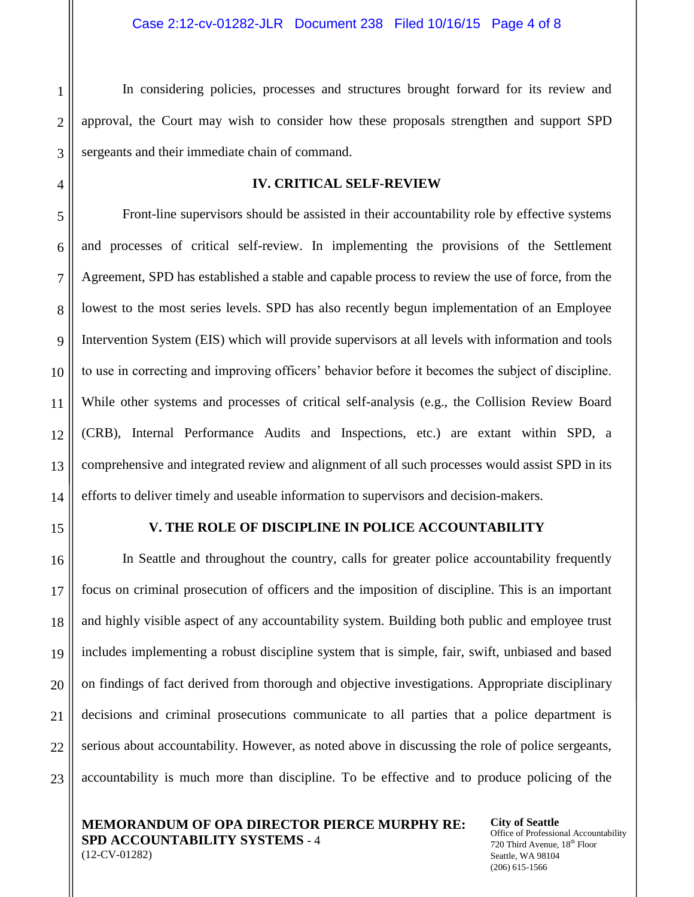In considering policies, processes and structures brought forward for its review and approval, the Court may wish to consider how these proposals strengthen and support SPD sergeants and their immediate chain of command.

## IV. CRITICAL SELF-REVIEW

Front-line supervisors should be assisted in their accountability role by effective systems and processes of critical self-review. In implementing the provisions of the Settlement Agreement, SPD has established a stable and capable process to review the use of force, from the lowest to the most series levels. SPD has also recently begun implementation of an Employee Intervention System (EIS) which will provide supervisors at all levels with information and tools to use in correcting and improving officers' behavior before it becomes the subject of discipline. While other systems and processes of critical self-analysis (e.g., the Collision Review Board (CRB), Internal Performance Audits and Inspections, etc.) are extant within SPD, a comprehensive and integrated review and alignment of all such processes would assist SPD in its efforts to deliver timely and useable information to supervisors and decision-makers.

## V. THE ROLE OF DISCIPLINE IN POLICE ACCOUNTABILITY

In Seattle and throughout the country, calls for greater police accountability frequently focus on criminal prosecution of officers and the imposition of discipline. This is an important and highly visible aspect of any accountability system. Building both public and employee trust includes implementing a robust discipline system that is simple, fair, swift, unbiased and based on findings of fact derived from thorough and objective investigations. Appropriate disciplinary decisions and criminal prosecutions communicate to all parties that a police department is serious about accountability. However, as noted above in discussing the role of police sergeants, accountability is much more than discipline. To be effective and to produce policing of the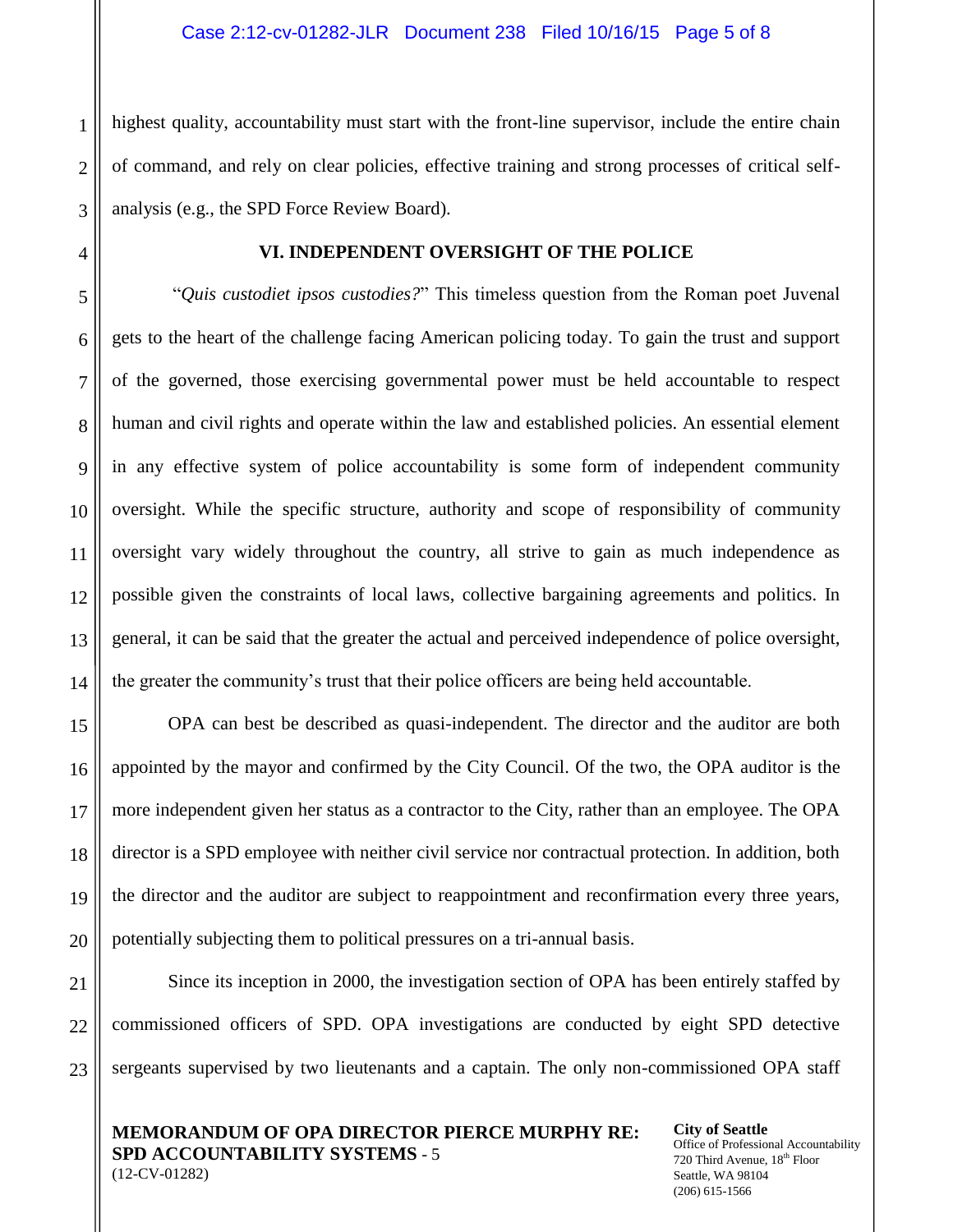highest quality, accountability must start with the front-line supervisor, include the entire chain of command, and rely on clear policies, effective training and strong processes of critical self-analysis (e.g., the SPD Force Review Board).

## VI. INDEPENDENT OVERSIGHT OF THE POLICE

"*Quis custodiet ipsos custodies?*" This timeless question from the Roman poet Juvenal gets to the heart of the challenge facing American policing today. To gain the trust and support of the governed, those exercising governmental power must be held accountable to respect human and civil rights and operate within the law and established policies. An essential element in any effective system of police accountability is some form of independent community oversight. While the specific structure, authority and scope of responsibility of community oversight vary widely throughout the country, all strive to gain as much independence as possible given the constraints of local laws, collective bargaining agreements and politics. In general, it can be said that the greater the actual and perceived independence of police oversight, the greater the community's trust that their police officers are being held accountable.

OPA can best be described as quasi-independent. The director and the auditor are both appointed by the mayor and confirmed by the City Council. Of the two, the OPA auditor is the more independent given her status as a contractor to the City, rather than an employee. The OPA director is a SPD employee with neither civil service nor contractual protection. In addition, both the director and the auditor are subject to reappointment and reconfirmation every three years, potentially subjecting them to political pressures on a tri-annual basis.

Since its inception in 2000, the investigation section of OPA has been entirely staffed by commissioned officers of SPD. OPA investigations are conducted by eight SPD detective sergeants supervised by two lieutenants and a captain. The only non-commissioned OPA staff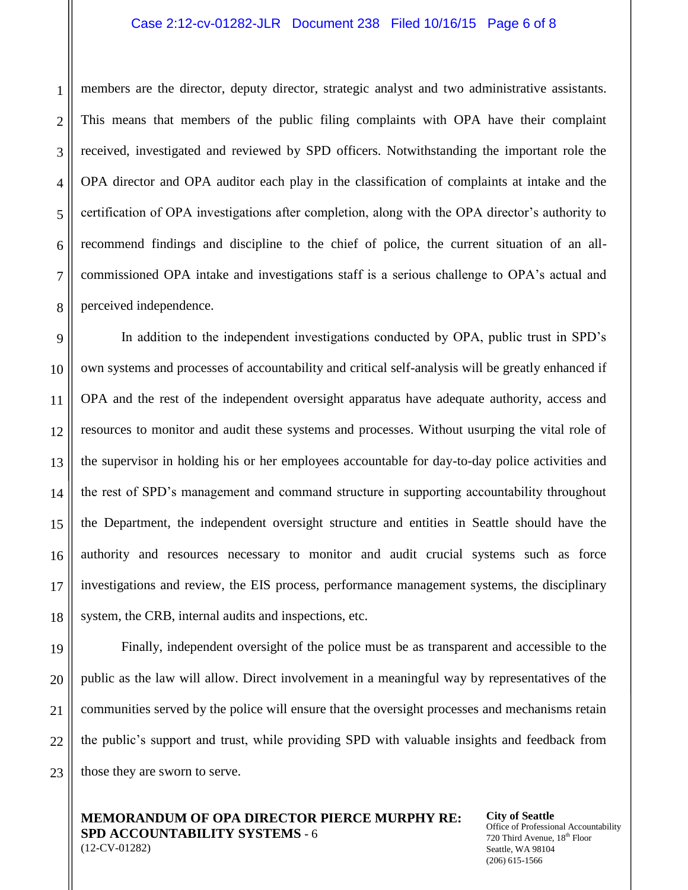members are the director, deputy director, strategic analyst and two administrative assistants. This means that members of the public filing complaints with OPA have their complaint received, investigated and reviewed by SPD officers. Notwithstanding the important role the OPA director and OPA auditor each play in the classification of complaints at intake and the certification of OPA investigations after completion, along with the OPA director's authority to recommend findings and discipline to the chief of police, the current situation of an all-commissioned OPA intake and investigations staff is a serious challenge to OPA's actual and perceived independence.

In addition to the independent investigations conducted by OPA, public trust in SPD's own systems and processes of accountability and critical self-analysis will be greatly enhanced if OPA and the rest of the independent oversight apparatus have adequate authority, access and resources to monitor and audit these systems and processes. Without usurping the vital role of the supervisor in holding his or her employees accountable for day-to-day police activities and the rest of SPD's management and command structure in supporting accountability throughout the Department, the independent oversight structure and entities in Seattle should have the authority and resources necessary to monitor and audit crucial systems such as force investigations and review, the EIS process, performance management systems, the disciplinary system, the CRB, internal audits and inspections, etc.

Finally, independent oversight of the police must be as transparent and accessible to the public as the law will allow. Direct involvement in a meaningful way by representatives of the communities served by the police will ensure that the oversight processes and mechanisms retain the public's support and trust, while providing SPD with valuable insights and feedback from those they are sworn to serve.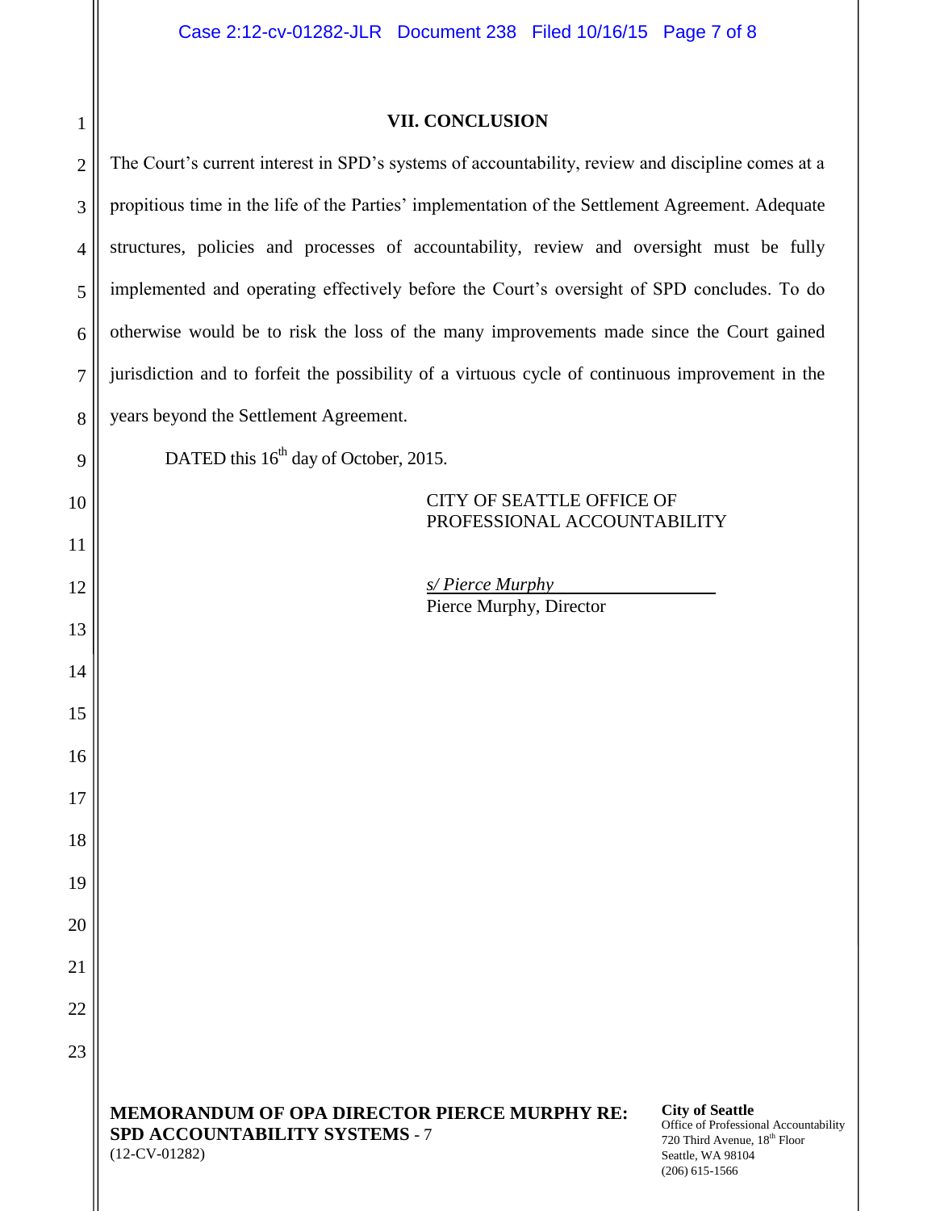## VII. CONCLUSION

The Court's current interest in SPD's systems of accountability, review and discipline comes at a propitious time in the life of the Parties' implementation of the Settlement Agreement. Adequate structures, policies and processes of accountability, review and oversight must be fully implemented and operating effectively before the Court's oversight of SPD concludes. To do otherwise would be to risk the loss of the many improvements made since the Court gained jurisdiction and to forfeit the possibility of a virtuous cycle of continuous improvement in the years beyond the Settlement Agreement.

DATED this 16th day of October, 2015.

CITY OF SEATTLE OFFICE OF PROFESSIONAL ACCOUNTABILITY

*s/ Pierce Murphy*
Pierce Murphy, Director

**MEMORANDUM OF OPA DIRECTOR PIERCE MURPHY RE: SPD ACCOUNTABILITY SYSTEMS** - 7
(12-CV-01282)

**City of Seattle**
Office of Professional Accountability
720 Third Avenue, 18th Floor
Seattle, WA 98104
(206) 615-1566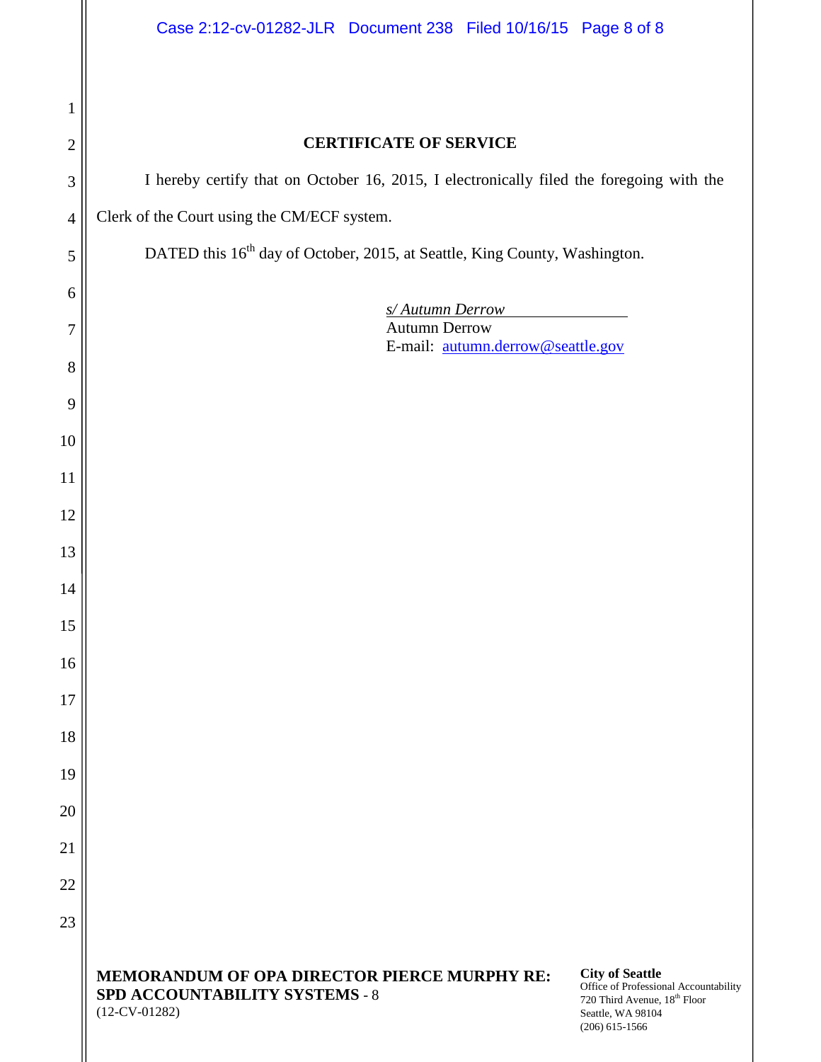## CERTIFICATE OF SERVICE

I hereby certify that on October 16, 2015, I electronically filed the foregoing with the Clerk of the Court using the CM/ECF system.

DATED this 16th day of October, 2015, at Seattle, King County, Washington.

*s/ Autumn Derrow*
Autumn Derrow
E-mail: autumn.derrow@seattle.gov

**MEMORANDUM OF OPA DIRECTOR PIERCE MURPHY RE: SPD ACCOUNTABILITY SYSTEMS** - 8
(12-CV-01282)

**City of Seattle**
Office of Professional Accountability
720 Third Avenue, 18th Floor
Seattle, WA 98104
(206) 615-1566